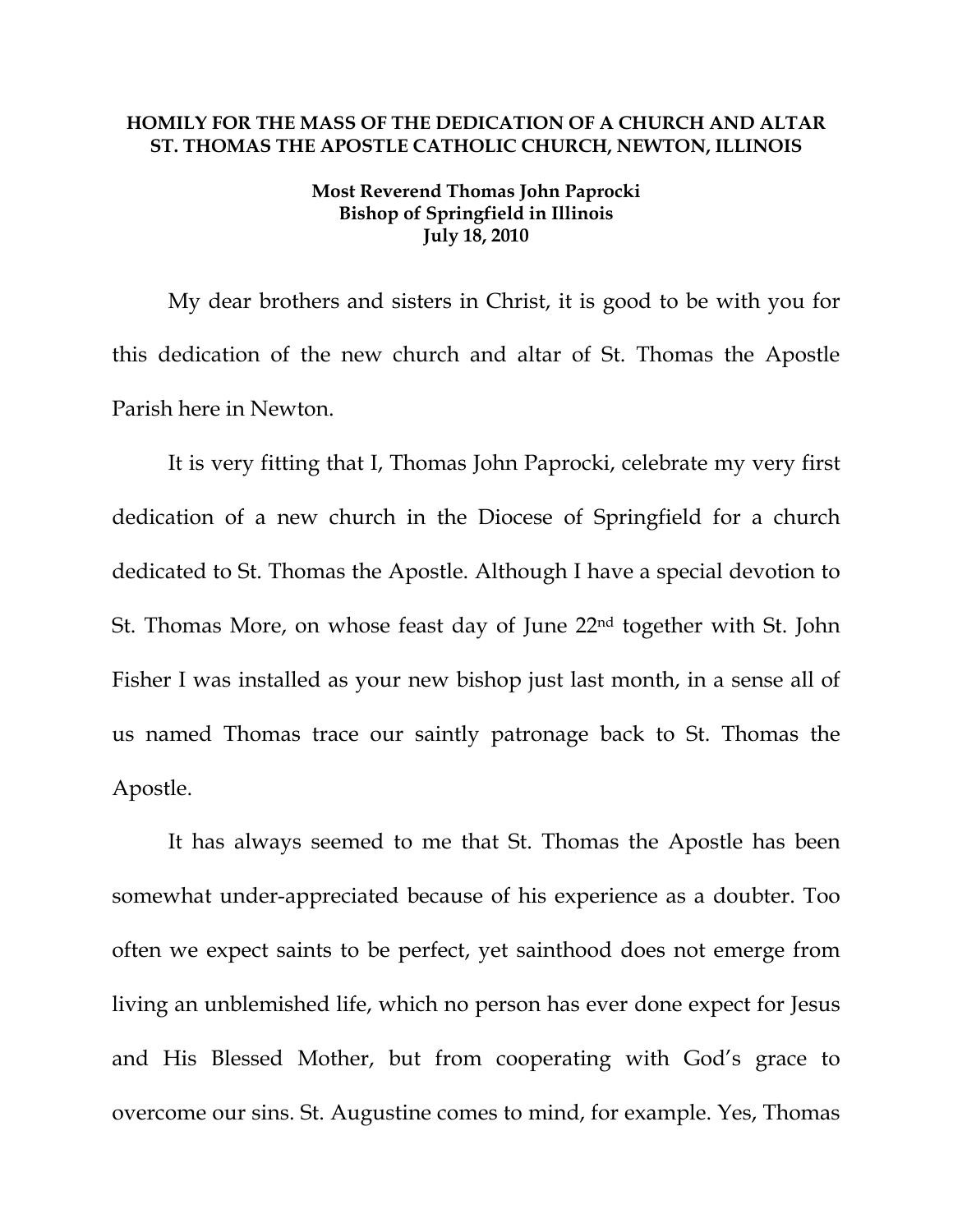**HOMILY FOR THE MASS OF THE DEDICATION OF A CHURCH AND ALTAR**
**ST. THOMAS THE APOSTLE CATHOLIC CHURCH, NEWTON, ILLINOIS**

**Most Reverend Thomas John Paprocki**
**Bishop of Springfield in Illinois**
**July 18, 2010**

My dear brothers and sisters in Christ, it is good to be with you for this dedication of the new church and altar of St. Thomas the Apostle Parish here in Newton.

It is very fitting that I, Thomas John Paprocki, celebrate my very first dedication of a new church in the Diocese of Springfield for a church dedicated to St. Thomas the Apostle. Although I have a special devotion to St. Thomas More, on whose feast day of June 22nd together with St. John Fisher I was installed as your new bishop just last month, in a sense all of us named Thomas trace our saintly patronage back to St. Thomas the Apostle.

It has always seemed to me that St. Thomas the Apostle has been somewhat under-appreciated because of his experience as a doubter. Too often we expect saints to be perfect, yet sainthood does not emerge from living an unblemished life, which no person has ever done expect for Jesus and His Blessed Mother, but from cooperating with God's grace to overcome our sins. St. Augustine comes to mind, for example. Yes, Thomas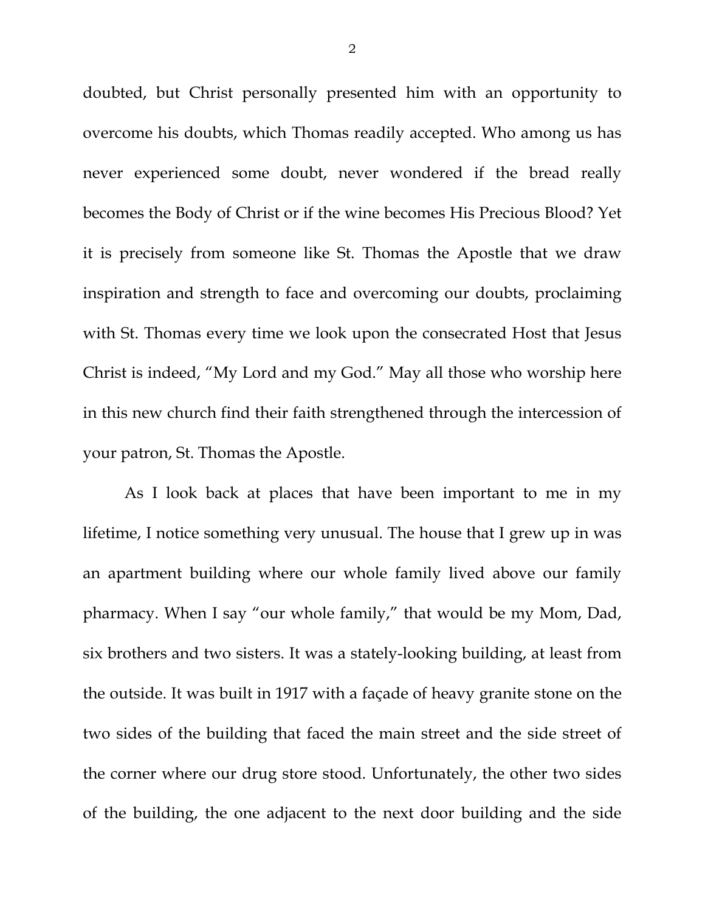doubted, but Christ personally presented him with an opportunity to overcome his doubts, which Thomas readily accepted. Who among us has never experienced some doubt, never wondered if the bread really becomes the Body of Christ or if the wine becomes His Precious Blood? Yet it is precisely from someone like St. Thomas the Apostle that we draw inspiration and strength to face and overcoming our doubts, proclaiming with St. Thomas every time we look upon the consecrated Host that Jesus Christ is indeed, "My Lord and my God." May all those who worship here in this new church find their faith strengthened through the intercession of your patron, St. Thomas the Apostle.

As I look back at places that have been important to me in my lifetime, I notice something very unusual. The house that I grew up in was an apartment building where our whole family lived above our family pharmacy. When I say "our whole family," that would be my Mom, Dad, six brothers and two sisters. It was a stately-looking building, at least from the outside. It was built in 1917 with a façade of heavy granite stone on the two sides of the building that faced the main street and the side street of the corner where our drug store stood. Unfortunately, the other two sides of the building, the one adjacent to the next door building and the side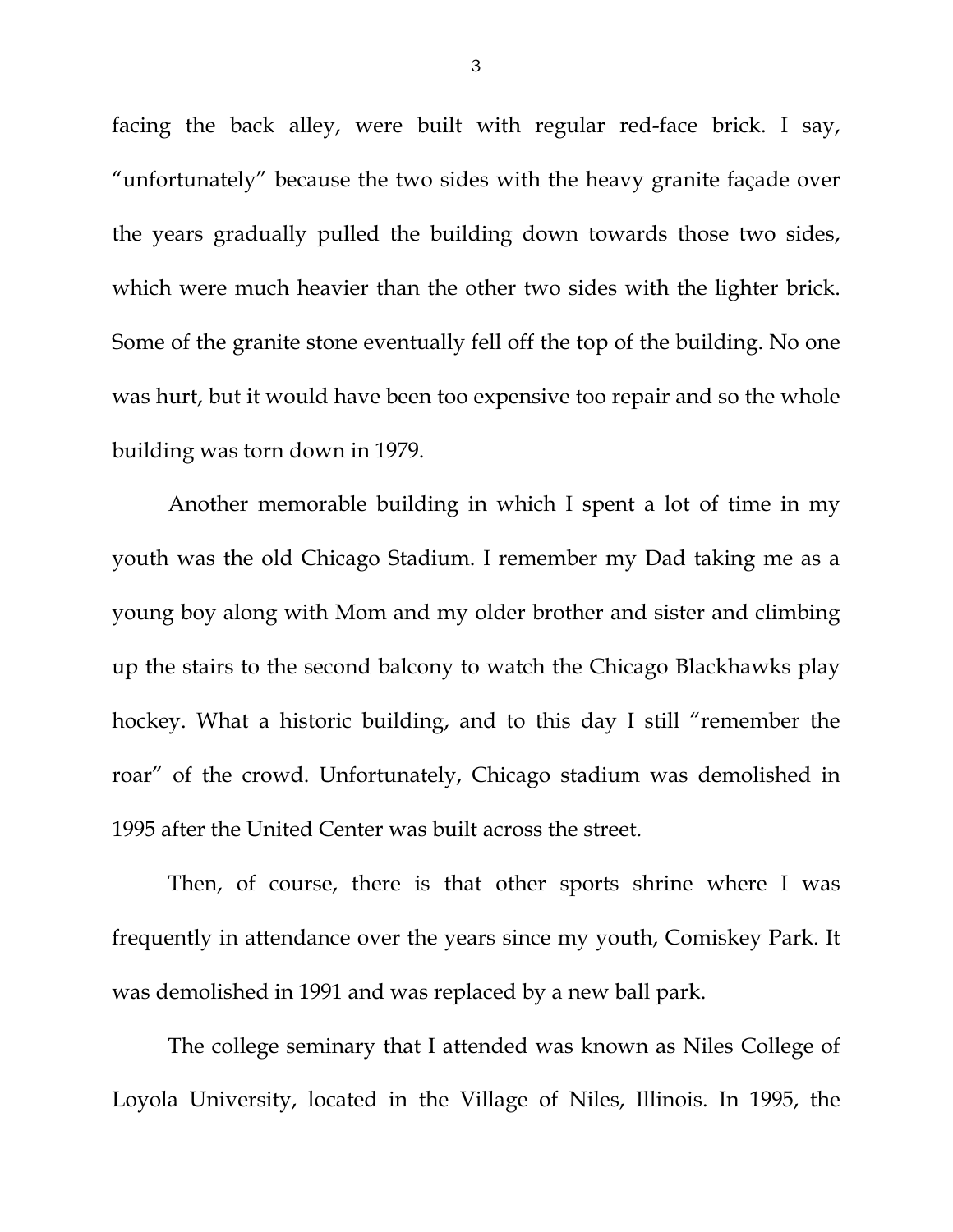facing the back alley, were built with regular red-face brick. I say, "unfortunately" because the two sides with the heavy granite façade over the years gradually pulled the building down towards those two sides, which were much heavier than the other two sides with the lighter brick. Some of the granite stone eventually fell off the top of the building. No one was hurt, but it would have been too expensive too repair and so the whole building was torn down in 1979.

Another memorable building in which I spent a lot of time in my youth was the old Chicago Stadium. I remember my Dad taking me as a young boy along with Mom and my older brother and sister and climbing up the stairs to the second balcony to watch the Chicago Blackhawks play hockey. What a historic building, and to this day I still "remember the roar" of the crowd. Unfortunately, Chicago stadium was demolished in 1995 after the United Center was built across the street.

Then, of course, there is that other sports shrine where I was frequently in attendance over the years since my youth, Comiskey Park. It was demolished in 1991 and was replaced by a new ball park.

The college seminary that I attended was known as Niles College of Loyola University, located in the Village of Niles, Illinois. In 1995, the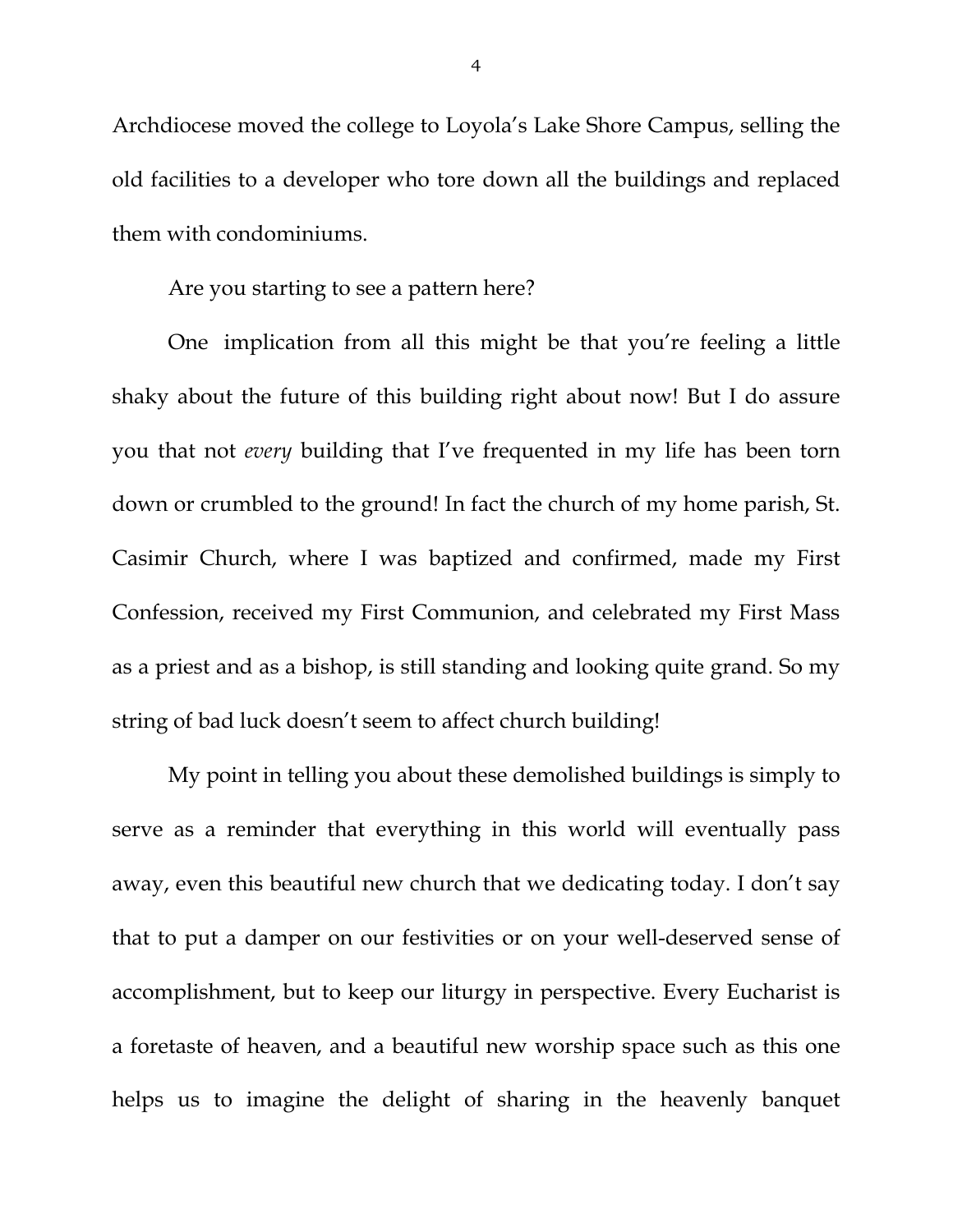Archdiocese moved the college to Loyola's Lake Shore Campus, selling the old facilities to a developer who tore down all the buildings and replaced them with condominiums.

Are you starting to see a pattern here?

One implication from all this might be that you're feeling a little shaky about the future of this building right about now! But I do assure you that not *every* building that I've frequented in my life has been torn down or crumbled to the ground! In fact the church of my home parish, St. Casimir Church, where I was baptized and confirmed, made my First Confession, received my First Communion, and celebrated my First Mass as a priest and as a bishop, is still standing and looking quite grand. So my string of bad luck doesn't seem to affect church building!

My point in telling you about these demolished buildings is simply to serve as a reminder that everything in this world will eventually pass away, even this beautiful new church that we dedicating today. I don't say that to put a damper on our festivities or on your well-deserved sense of accomplishment, but to keep our liturgy in perspective. Every Eucharist is a foretaste of heaven, and a beautiful new worship space such as this one helps us to imagine the delight of sharing in the heavenly banquet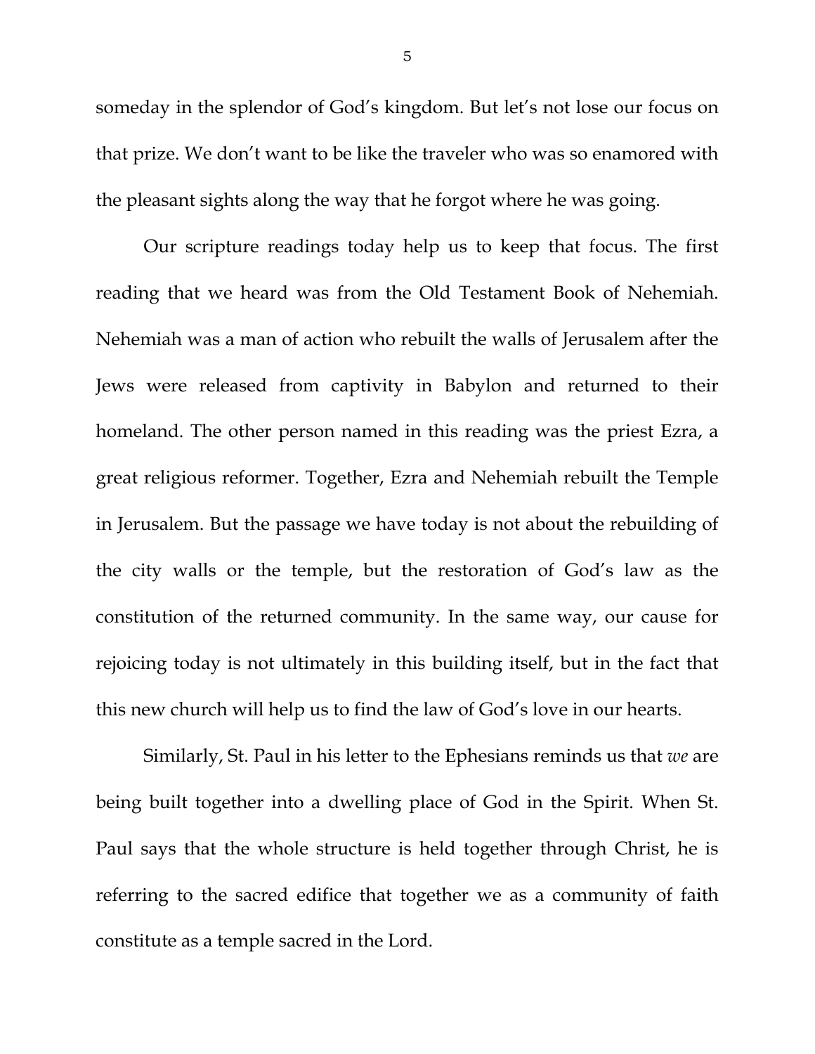someday in the splendor of God's kingdom. But let's not lose our focus on that prize. We don't want to be like the traveler who was so enamored with the pleasant sights along the way that he forgot where he was going.

Our scripture readings today help us to keep that focus. The first reading that we heard was from the Old Testament Book of Nehemiah. Nehemiah was a man of action who rebuilt the walls of Jerusalem after the Jews were released from captivity in Babylon and returned to their homeland. The other person named in this reading was the priest Ezra, a great religious reformer. Together, Ezra and Nehemiah rebuilt the Temple in Jerusalem. But the passage we have today is not about the rebuilding of the city walls or the temple, but the restoration of God's law as the constitution of the returned community. In the same way, our cause for rejoicing today is not ultimately in this building itself, but in the fact that this new church will help us to find the law of God's love in our hearts.

Similarly, St. Paul in his letter to the Ephesians reminds us that *we* are being built together into a dwelling place of God in the Spirit. When St. Paul says that the whole structure is held together through Christ, he is referring to the sacred edifice that together we as a community of faith constitute as a temple sacred in the Lord.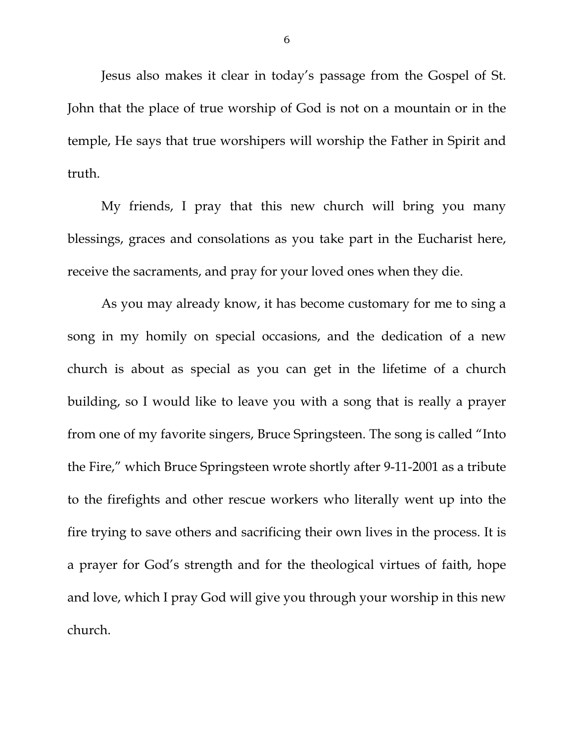Jesus also makes it clear in today's passage from the Gospel of St. John that the place of true worship of God is not on a mountain or in the temple, He says that true worshipers will worship the Father in Spirit and truth.

My friends, I pray that this new church will bring you many blessings, graces and consolations as you take part in the Eucharist here, receive the sacraments, and pray for your loved ones when they die.

As you may already know, it has become customary for me to sing a song in my homily on special occasions, and the dedication of a new church is about as special as you can get in the lifetime of a church building, so I would like to leave you with a song that is really a prayer from one of my favorite singers, Bruce Springsteen. The song is called "Into the Fire," which Bruce Springsteen wrote shortly after 9-11-2001 as a tribute to the firefights and other rescue workers who literally went up into the fire trying to save others and sacrificing their own lives in the process. It is a prayer for God's strength and for the theological virtues of faith, hope and love, which I pray God will give you through your worship in this new church.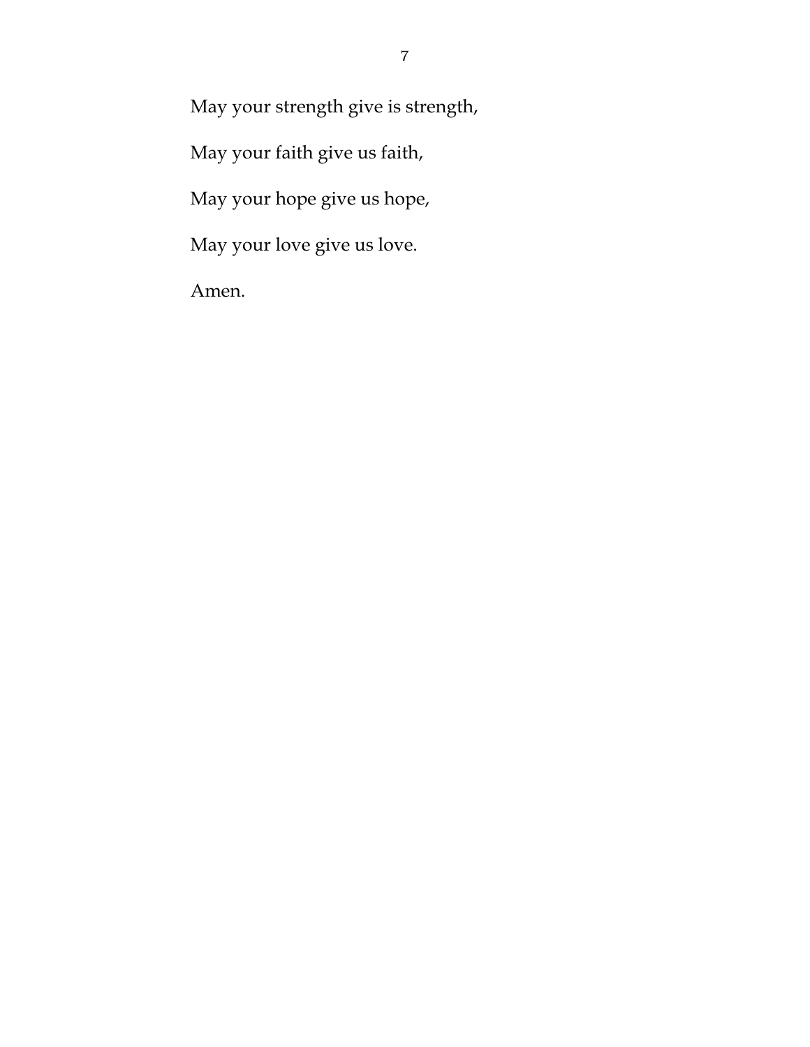May your strength give is strength,

May your faith give us faith,

May your hope give us hope,

May your love give us love.

Amen.